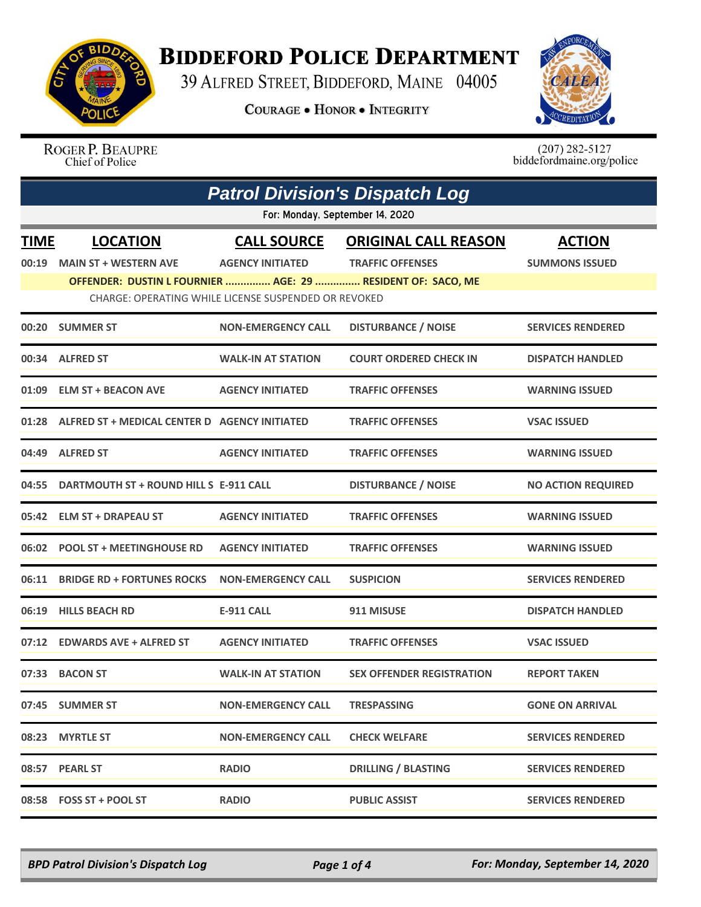# Biddeford Police Department

39 Alfred Street, Biddeford, Maine 04005

**Courage • Honor • Integrity**

Roger P. Beaupre
Chief of Police

(207) 282-5127
biddefordmaine.org/police

## Patrol Division's Dispatch Log

For: Monday, September 14, 2020

| TIME | LOCATION | CALL SOURCE | ORIGINAL CALL REASON | ACTION |
|---|---|---|---|---|
| 00:19 | MAIN ST + WESTERN AVE | AGENCY INITIATED | TRAFFIC OFFENSES | SUMMONS ISSUED |
| | OFFENDER: DUSTIN L FOURNIER ............... AGE: 29 ............... RESIDENT OF: SACO, ME | | | |
| | CHARGE: OPERATING WHILE LICENSE SUSPENDED OR REVOKED | | | |
| 00:20 | SUMMER ST | NON-EMERGENCY CALL | DISTURBANCE / NOISE | SERVICES RENDERED |
| 00:34 | ALFRED ST | WALK-IN AT STATION | COURT ORDERED CHECK IN | DISPATCH HANDLED |
| 01:09 | ELM ST + BEACON AVE | AGENCY INITIATED | TRAFFIC OFFENSES | WARNING ISSUED |
| 01:28 | ALFRED ST + MEDICAL CENTER D | AGENCY INITIATED | TRAFFIC OFFENSES | VSAC ISSUED |
| 04:49 | ALFRED ST | AGENCY INITIATED | TRAFFIC OFFENSES | WARNING ISSUED |
| 04:55 | DARTMOUTH ST + ROUND HILL S | E-911 CALL | DISTURBANCE / NOISE | NO ACTION REQUIRED |
| 05:42 | ELM ST + DRAPEAU ST | AGENCY INITIATED | TRAFFIC OFFENSES | WARNING ISSUED |
| 06:02 | POOL ST + MEETINGHOUSE RD | AGENCY INITIATED | TRAFFIC OFFENSES | WARNING ISSUED |
| 06:11 | BRIDGE RD + FORTUNES ROCKS | NON-EMERGENCY CALL | SUSPICION | SERVICES RENDERED |
| 06:19 | HILLS BEACH RD | E-911 CALL | 911 MISUSE | DISPATCH HANDLED |
| 07:12 | EDWARDS AVE + ALFRED ST | AGENCY INITIATED | TRAFFIC OFFENSES | VSAC ISSUED |
| 07:33 | BACON ST | WALK-IN AT STATION | SEX OFFENDER REGISTRATION | REPORT TAKEN |
| 07:45 | SUMMER ST | NON-EMERGENCY CALL | TRESPASSING | GONE ON ARRIVAL |
| 08:23 | MYRTLE ST | NON-EMERGENCY CALL | CHECK WELFARE | SERVICES RENDERED |
| 08:57 | PEARL ST | RADIO | DRILLING / BLASTING | SERVICES RENDERED |
| 08:58 | FOSS ST + POOL ST | RADIO | PUBLIC ASSIST | SERVICES RENDERED |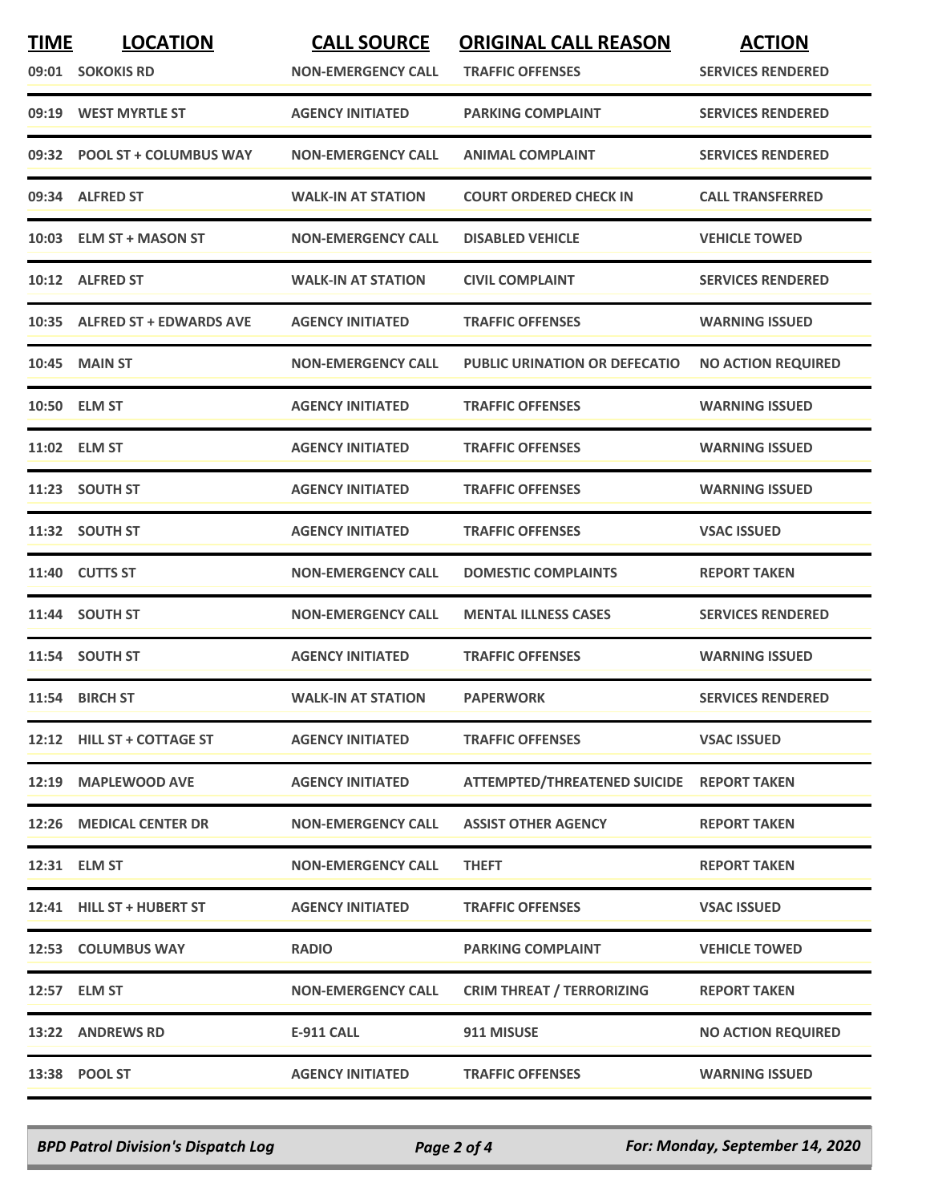| TIME | LOCATION | CALL SOURCE | ORIGINAL CALL REASON | ACTION |
|---|---|---|---|---|
| 09:01 | SOKOKIS RD | NON-EMERGENCY CALL | TRAFFIC OFFENSES | SERVICES RENDERED |
| 09:19 | WEST MYRTLE ST | AGENCY INITIATED | PARKING COMPLAINT | SERVICES RENDERED |
| 09:32 | POOL ST + COLUMBUS WAY | NON-EMERGENCY CALL | ANIMAL COMPLAINT | SERVICES RENDERED |
| 09:34 | ALFRED ST | WALK-IN AT STATION | COURT ORDERED CHECK IN | CALL TRANSFERRED |
| 10:03 | ELM ST + MASON ST | NON-EMERGENCY CALL | DISABLED VEHICLE | VEHICLE TOWED |
| 10:12 | ALFRED ST | WALK-IN AT STATION | CIVIL COMPLAINT | SERVICES RENDERED |
| 10:35 | ALFRED ST + EDWARDS AVE | AGENCY INITIATED | TRAFFIC OFFENSES | WARNING ISSUED |
| 10:45 | MAIN ST | NON-EMERGENCY CALL | PUBLIC URINATION OR DEFECATIO | NO ACTION REQUIRED |
| 10:50 | ELM ST | AGENCY INITIATED | TRAFFIC OFFENSES | WARNING ISSUED |
| 11:02 | ELM ST | AGENCY INITIATED | TRAFFIC OFFENSES | WARNING ISSUED |
| 11:23 | SOUTH ST | AGENCY INITIATED | TRAFFIC OFFENSES | WARNING ISSUED |
| 11:32 | SOUTH ST | AGENCY INITIATED | TRAFFIC OFFENSES | VSAC ISSUED |
| 11:40 | CUTTS ST | NON-EMERGENCY CALL | DOMESTIC COMPLAINTS | REPORT TAKEN |
| 11:44 | SOUTH ST | NON-EMERGENCY CALL | MENTAL ILLNESS CASES | SERVICES RENDERED |
| 11:54 | SOUTH ST | AGENCY INITIATED | TRAFFIC OFFENSES | WARNING ISSUED |
| 11:54 | BIRCH ST | WALK-IN AT STATION | PAPERWORK | SERVICES RENDERED |
| 12:12 | HILL ST + COTTAGE ST | AGENCY INITIATED | TRAFFIC OFFENSES | VSAC ISSUED |
| 12:19 | MAPLEWOOD AVE | AGENCY INITIATED | ATTEMPTED/THREATENED SUICIDE | REPORT TAKEN |
| 12:26 | MEDICAL CENTER DR | NON-EMERGENCY CALL | ASSIST OTHER AGENCY | REPORT TAKEN |
| 12:31 | ELM ST | NON-EMERGENCY CALL | THEFT | REPORT TAKEN |
| 12:41 | HILL ST + HUBERT ST | AGENCY INITIATED | TRAFFIC OFFENSES | VSAC ISSUED |
| 12:53 | COLUMBUS WAY | RADIO | PARKING COMPLAINT | VEHICLE TOWED |
| 12:57 | ELM ST | NON-EMERGENCY CALL | CRIM THREAT / TERRORIZING | REPORT TAKEN |
| 13:22 | ANDREWS RD | E-911 CALL | 911 MISUSE | NO ACTION REQUIRED |
| 13:38 | POOL ST | AGENCY INITIATED | TRAFFIC OFFENSES | WARNING ISSUED |

*BPD Patrol Division's Dispatch Log* — *For: Monday, September 14, 2020*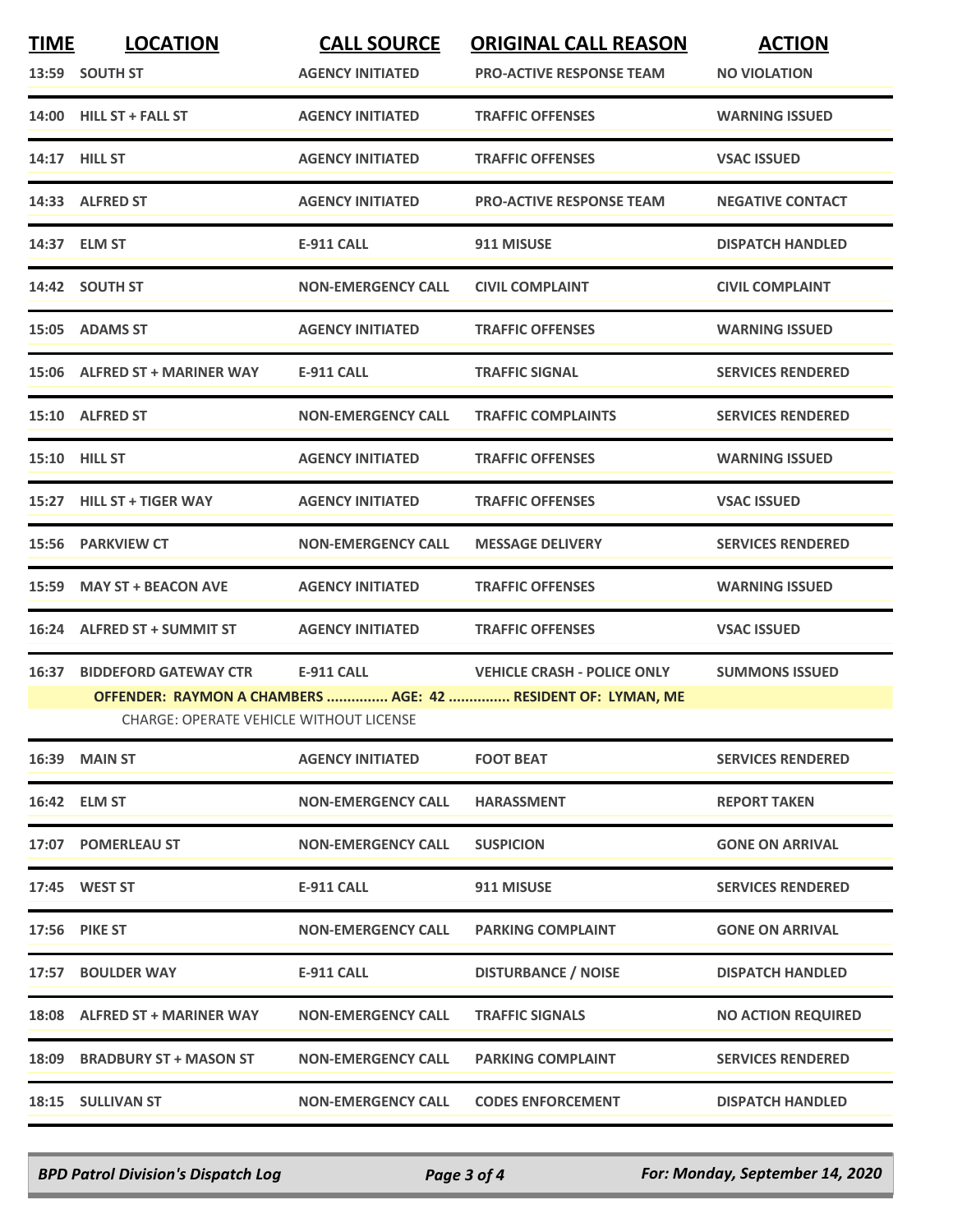| TIME | LOCATION | CALL SOURCE | ORIGINAL CALL REASON | ACTION |
|---|---|---|---|---|
| 13:59 | SOUTH ST | AGENCY INITIATED | PRO-ACTIVE RESPONSE TEAM | NO VIOLATION |
| 14:00 | HILL ST + FALL ST | AGENCY INITIATED | TRAFFIC OFFENSES | WARNING ISSUED |
| 14:17 | HILL ST | AGENCY INITIATED | TRAFFIC OFFENSES | VSAC ISSUED |
| 14:33 | ALFRED ST | AGENCY INITIATED | PRO-ACTIVE RESPONSE TEAM | NEGATIVE CONTACT |
| 14:37 | ELM ST | E-911 CALL | 911 MISUSE | DISPATCH HANDLED |
| 14:42 | SOUTH ST | NON-EMERGENCY CALL | CIVIL COMPLAINT | CIVIL COMPLAINT |
| 15:05 | ADAMS ST | AGENCY INITIATED | TRAFFIC OFFENSES | WARNING ISSUED |
| 15:06 | ALFRED ST + MARINER WAY | E-911 CALL | TRAFFIC SIGNAL | SERVICES RENDERED |
| 15:10 | ALFRED ST | NON-EMERGENCY CALL | TRAFFIC COMPLAINTS | SERVICES RENDERED |
| 15:10 | HILL ST | AGENCY INITIATED | TRAFFIC OFFENSES | WARNING ISSUED |
| 15:27 | HILL ST + TIGER WAY | AGENCY INITIATED | TRAFFIC OFFENSES | VSAC ISSUED |
| 15:56 | PARKVIEW CT | NON-EMERGENCY CALL | MESSAGE DELIVERY | SERVICES RENDERED |
| 15:59 | MAY ST + BEACON AVE | AGENCY INITIATED | TRAFFIC OFFENSES | WARNING ISSUED |
| 16:24 | ALFRED ST + SUMMIT ST | AGENCY INITIATED | TRAFFIC OFFENSES | VSAC ISSUED |
| 16:37 | BIDDEFORD GATEWAY CTR | E-911 CALL | VEHICLE CRASH - POLICE ONLY | SUMMONS ISSUED |
| | OFFENDER: RAYMON A CHAMBERS ............... AGE: 42 ............... RESIDENT OF: LYMAN, ME<br>CHARGE: OPERATE VEHICLE WITHOUT LICENSE | | | |
| 16:39 | MAIN ST | AGENCY INITIATED | FOOT BEAT | SERVICES RENDERED |
| 16:42 | ELM ST | NON-EMERGENCY CALL | HARASSMENT | REPORT TAKEN |
| 17:07 | POMERLEAU ST | NON-EMERGENCY CALL | SUSPICION | GONE ON ARRIVAL |
| 17:45 | WEST ST | E-911 CALL | 911 MISUSE | SERVICES RENDERED |
| 17:56 | PIKE ST | NON-EMERGENCY CALL | PARKING COMPLAINT | GONE ON ARRIVAL |
| 17:57 | BOULDER WAY | E-911 CALL | DISTURBANCE / NOISE | DISPATCH HANDLED |
| 18:08 | ALFRED ST + MARINER WAY | NON-EMERGENCY CALL | TRAFFIC SIGNALS | NO ACTION REQUIRED |
| 18:09 | BRADBURY ST + MASON ST | NON-EMERGENCY CALL | PARKING COMPLAINT | SERVICES RENDERED |
| 18:15 | SULLIVAN ST | NON-EMERGENCY CALL | CODES ENFORCEMENT | DISPATCH HANDLED |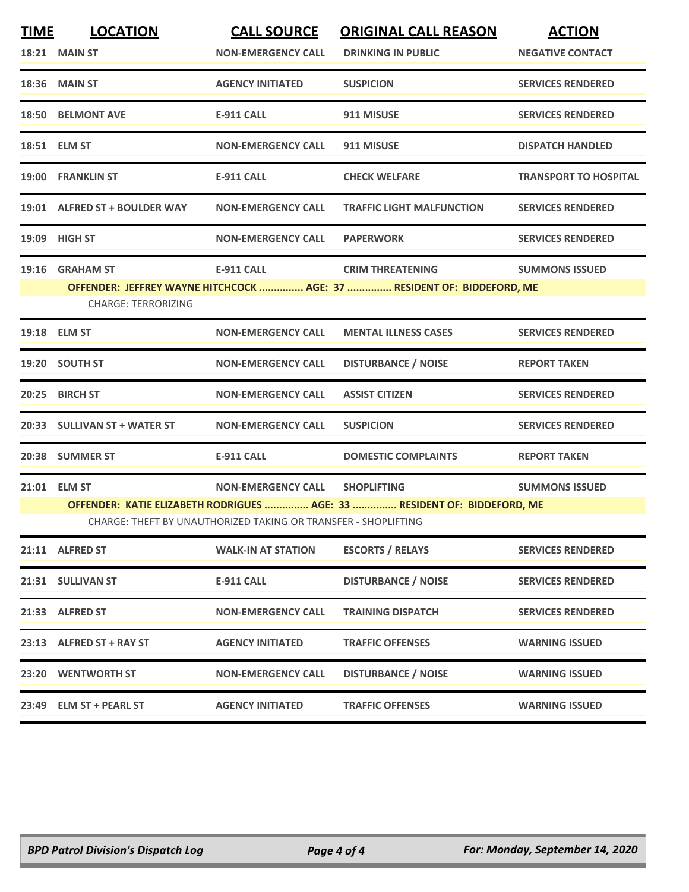| TIME | LOCATION | CALL SOURCE | ORIGINAL CALL REASON | ACTION |
|---|---|---|---|---|
| 18:21 | MAIN ST | NON-EMERGENCY CALL | DRINKING IN PUBLIC | NEGATIVE CONTACT |
| 18:36 | MAIN ST | AGENCY INITIATED | SUSPICION | SERVICES RENDERED |
| 18:50 | BELMONT AVE | E-911 CALL | 911 MISUSE | SERVICES RENDERED |
| 18:51 | ELM ST | NON-EMERGENCY CALL | 911 MISUSE | DISPATCH HANDLED |
| 19:00 | FRANKLIN ST | E-911 CALL | CHECK WELFARE | TRANSPORT TO HOSPITAL |
| 19:01 | ALFRED ST + BOULDER WAY | NON-EMERGENCY CALL | TRAFFIC LIGHT MALFUNCTION | SERVICES RENDERED |
| 19:09 | HIGH ST | NON-EMERGENCY CALL | PAPERWORK | SERVICES RENDERED |
| 19:16 | GRAHAM ST | E-911 CALL | CRIM THREATENING | SUMMONS ISSUED |
| | OFFENDER: JEFFREY WAYNE HITCHCOCK ............... AGE: 37 ............... RESIDENT OF: BIDDEFORD, ME | | | |
| | CHARGE: TERRORIZING | | | |
| 19:18 | ELM ST | NON-EMERGENCY CALL | MENTAL ILLNESS CASES | SERVICES RENDERED |
| 19:20 | SOUTH ST | NON-EMERGENCY CALL | DISTURBANCE / NOISE | REPORT TAKEN |
| 20:25 | BIRCH ST | NON-EMERGENCY CALL | ASSIST CITIZEN | SERVICES RENDERED |
| 20:33 | SULLIVAN ST + WATER ST | NON-EMERGENCY CALL | SUSPICION | SERVICES RENDERED |
| 20:38 | SUMMER ST | E-911 CALL | DOMESTIC COMPLAINTS | REPORT TAKEN |
| 21:01 | ELM ST | NON-EMERGENCY CALL | SHOPLIFTING | SUMMONS ISSUED |
| | OFFENDER: KATIE ELIZABETH RODRIGUES ............... AGE: 33 ............... RESIDENT OF: BIDDEFORD, ME | | | |
| | CHARGE: THEFT BY UNAUTHORIZED TAKING OR TRANSFER - SHOPLIFTING | | | |
| 21:11 | ALFRED ST | WALK-IN AT STATION | ESCORTS / RELAYS | SERVICES RENDERED |
| 21:31 | SULLIVAN ST | E-911 CALL | DISTURBANCE / NOISE | SERVICES RENDERED |
| 21:33 | ALFRED ST | NON-EMERGENCY CALL | TRAINING DISPATCH | SERVICES RENDERED |
| 23:13 | ALFRED ST + RAY ST | AGENCY INITIATED | TRAFFIC OFFENSES | WARNING ISSUED |
| 23:20 | WENTWORTH ST | NON-EMERGENCY CALL | DISTURBANCE / NOISE | WARNING ISSUED |
| 23:49 | ELM ST + PEARL ST | AGENCY INITIATED | TRAFFIC OFFENSES | WARNING ISSUED |